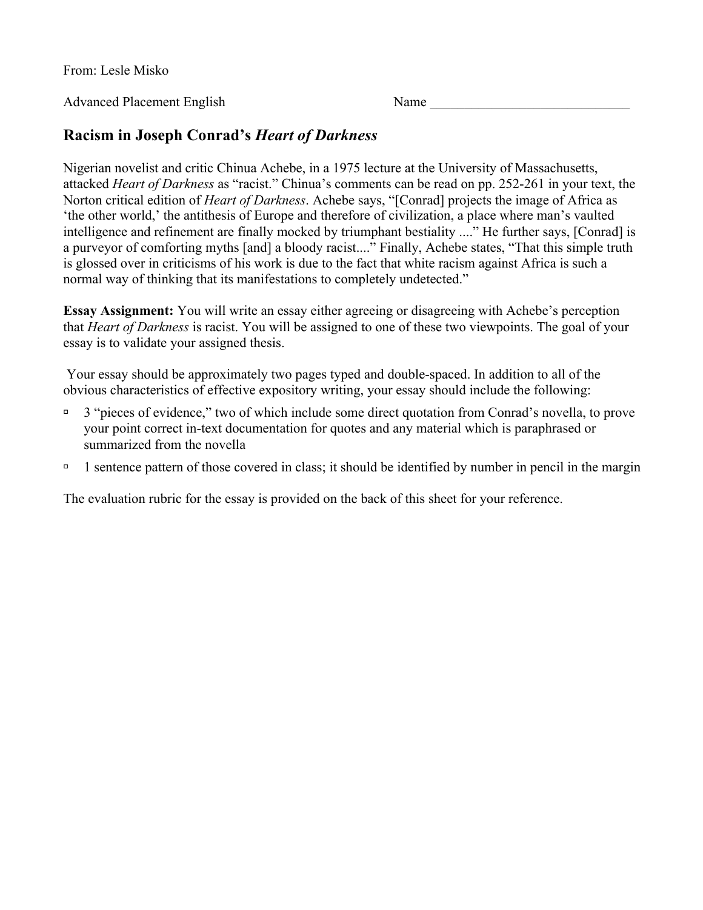From: Lesle Misko

Advanced Placement English                                        Name _____________________________

## Racism in Joseph Conrad's *Heart of Darkness*

Nigerian novelist and critic Chinua Achebe, in a 1975 lecture at the University of Massachusetts, attacked *Heart of Darkness* as "racist." Chinua's comments can be read on pp. 252-261 in your text, the Norton critical edition of *Heart of Darkness*. Achebe says, "[Conrad] projects the image of Africa as 'the other world,' the antithesis of Europe and therefore of civilization, a place where man's vaulted intelligence and refinement are finally mocked by triumphant bestiality ...." He further says, [Conrad] is a purveyor of comforting myths [and] a bloody racist...." Finally, Achebe states, "That this simple truth is glossed over in criticisms of his work is due to the fact that white racism against Africa is such a normal way of thinking that its manifestations to completely undetected."

**Essay Assignment:** You will write an essay either agreeing or disagreeing with Achebe's perception that *Heart of Darkness* is racist. You will be assigned to one of these two viewpoints. The goal of your essay is to validate your assigned thesis.

Your essay should be approximately two pages typed and double-spaced. In addition to all of the obvious characteristics of effective expository writing, your essay should include the following:

- 3 "pieces of evidence," two of which include some direct quotation from Conrad's novella, to prove your point correct in-text documentation for quotes and any material which is paraphrased or summarized from the novella
- 1 sentence pattern of those covered in class; it should be identified by number in pencil in the margin

The evaluation rubric for the essay is provided on the back of this sheet for your reference.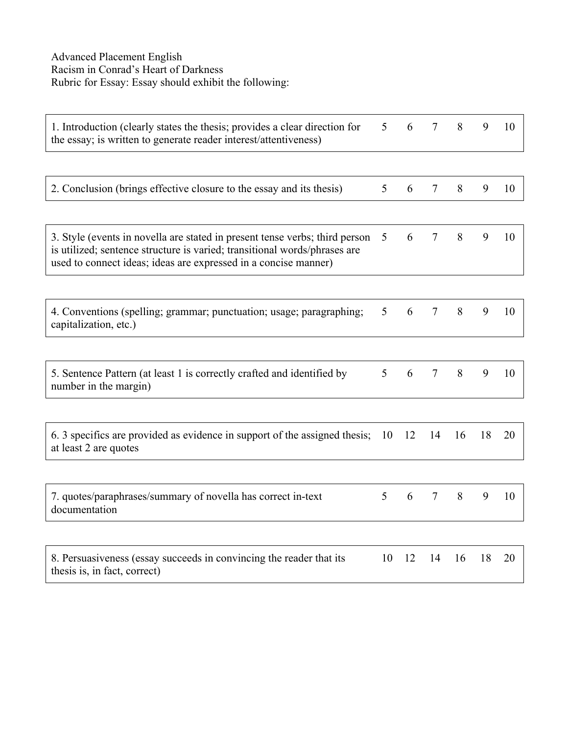Advanced Placement English
Racism in Conrad's Heart of Darkness
Rubric for Essay: Essay should exhibit the following:

| | | | | | | |
|---|---|---|---|---|---|---|
| 1. Introduction (clearly states the thesis; provides a clear direction for the essay; is written to generate reader interest/attentiveness) | 5 | 6 | 7 | 8 | 9 | 10 |
| 2. Conclusion (brings effective closure to the essay and its thesis) | 5 | 6 | 7 | 8 | 9 | 10 |
| 3. Style (events in novella are stated in present tense verbs; third person is utilized; sentence structure is varied; transitional words/phrases are used to connect ideas; ideas are expressed in a concise manner) | 5 | 6 | 7 | 8 | 9 | 10 |
| 4. Conventions (spelling; grammar; punctuation; usage; paragraphing; capitalization, etc.) | 5 | 6 | 7 | 8 | 9 | 10 |
| 5. Sentence Pattern (at least 1 is correctly crafted and identified by number in the margin) | 5 | 6 | 7 | 8 | 9 | 10 |
| 6. 3 specifics are provided as evidence in support of the assigned thesis; at least 2 are quotes | 10 | 12 | 14 | 16 | 18 | 20 |
| 7. quotes/paraphrases/summary of novella has correct in-text documentation | 5 | 6 | 7 | 8 | 9 | 10 |
| 8. Persuasiveness (essay succeeds in convincing the reader that its thesis is, in fact, correct) | 10 | 12 | 14 | 16 | 18 | 20 |